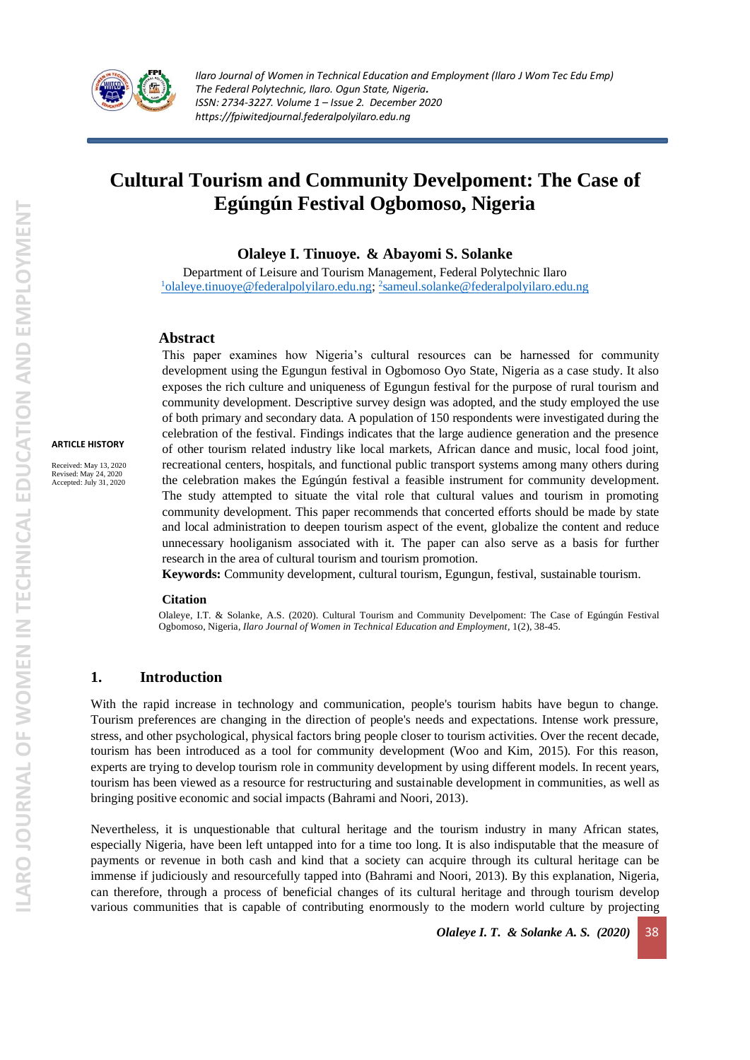# Cultural Tourism and Community Develpoment: The Case of Egúngún Festival Ogbomoso, Nigeria

**Olaleye I. Tinuoye. & Abayomi S. Solanke**

Department of Leisure and Tourism Management, Federal Polytechnic Ilaro
[1]olaleye.tinuoye@federalpolyilaro.edu.ng; [2]sameul.solanke@federalpolyilaro.edu.ng

**ARTICLE HISTORY**

Received: May 13, 2020
Revised: May 24, 2020
Accepted: July 31, 2020

## Abstract

This paper examines how Nigeria's cultural resources can be harnessed for community development using the Egungun festival in Ogbomoso Oyo State, Nigeria as a case study. It also exposes the rich culture and uniqueness of Egungun festival for the purpose of rural tourism and community development. Descriptive survey design was adopted, and the study employed the use of both primary and secondary data. A population of 150 respondents were investigated during the celebration of the festival. Findings indicates that the large audience generation and the presence of other tourism related industry like local markets, African dance and music, local food joint, recreational centers, hospitals, and functional public transport systems among many others during the celebration makes the Egúngún festival a feasible instrument for community development. The study attempted to situate the vital role that cultural values and tourism in promoting community development. This paper recommends that concerted efforts should be made by state and local administration to deepen tourism aspect of the event, globalize the content and reduce unnecessary hooliganism associated with it. The paper can also serve as a basis for further research in the area of cultural tourism and tourism promotion.

**Keywords:** Community development, cultural tourism, Egungun, festival, sustainable tourism.

### Citation

Olaleye, I.T. & Solanke, A.S. (2020). Cultural Tourism and Community Develpoment: The Case of Egúngún Festival Ogbomoso, Nigeria, *Ilaro Journal of Women in Technical Education and Employment*, 1(2), 38-45.

## 1. Introduction

With the rapid increase in technology and communication, people's tourism habits have begun to change. Tourism preferences are changing in the direction of people's needs and expectations. Intense work pressure, stress, and other psychological, physical factors bring people closer to tourism activities. Over the recent decade, tourism has been introduced as a tool for community development (Woo and Kim, 2015). For this reason, experts are trying to develop tourism role in community development by using different models. In recent years, tourism has been viewed as a resource for restructuring and sustainable development in communities, as well as bringing positive economic and social impacts (Bahrami and Noori, 2013).

Nevertheless, it is unquestionable that cultural heritage and the tourism industry in many African states, especially Nigeria, have been left untapped into for a time too long. It is also indisputable that the measure of payments or revenue in both cash and kind that a society can acquire through its cultural heritage can be immense if judiciously and resourcefully tapped into (Bahrami and Noori, 2013). By this explanation, Nigeria, can therefore, through a process of beneficial changes of its cultural heritage and through tourism develop various communities that is capable of contributing enormously to the modern world culture by projecting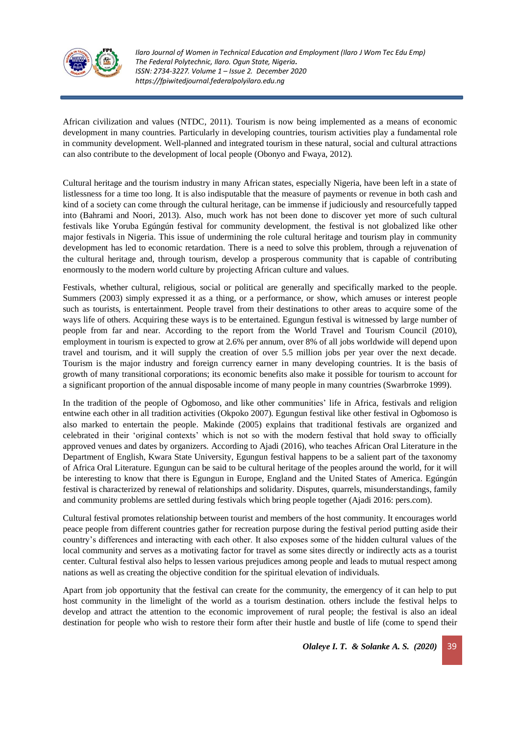African civilization and values (NTDC, 2011). Tourism is now being implemented as a means of economic development in many countries. Particularly in developing countries, tourism activities play a fundamental role in community development. Well-planned and integrated tourism in these natural, social and cultural attractions can also contribute to the development of local people (Obonyo and Fwaya, 2012).

Cultural heritage and the tourism industry in many African states, especially Nigeria, have been left in a state of listlessness for a time too long. It is also indisputable that the measure of payments or revenue in both cash and kind of a society can come through the cultural heritage, can be immense if judiciously and resourcefully tapped into (Bahrami and Noori, 2013). Also, much work has not been done to discover yet more of such cultural festivals like Yoruba Egúngún festival for community development, the festival is not globalized like other major festivals in Nigeria. This issue of undermining the role cultural heritage and tourism play in community development has led to economic retardation. There is a need to solve this problem, through a rejuvenation of the cultural heritage and, through tourism, develop a prosperous community that is capable of contributing enormously to the modern world culture by projecting African culture and values.

Festivals, whether cultural, religious, social or political are generally and specifically marked to the people. Summers (2003) simply expressed it as a thing, or a performance, or show, which amuses or interest people such as tourists, is entertainment. People travel from their destinations to other areas to acquire some of the ways life of others. Acquiring these ways is to be entertained. Egungun festival is witnessed by large number of people from far and near. According to the report from the World Travel and Tourism Council (2010), employment in tourism is expected to grow at 2.6% per annum, over 8% of all jobs worldwide will depend upon travel and tourism, and it will supply the creation of over 5.5 million jobs per year over the next decade. Tourism is the major industry and foreign currency earner in many developing countries. It is the basis of growth of many transitional corporations; its economic benefits also make it possible for tourism to account for a significant proportion of the annual disposable income of many people in many countries (Swarbrroke 1999).

In the tradition of the people of Ogbomoso, and like other communities' life in Africa, festivals and religion entwine each other in all tradition activities (Okpoko 2007). Egungun festival like other festival in Ogbomoso is also marked to entertain the people. Makinde (2005) explains that traditional festivals are organized and celebrated in their 'original contexts' which is not so with the modern festival that hold sway to officially approved venues and dates by organizers. According to Ajadi (2016), who teaches African Oral Literature in the Department of English, Kwara State University, Egungun festival happens to be a salient part of the taxonomy of Africa Oral Literature. Egungun can be said to be cultural heritage of the peoples around the world, for it will be interesting to know that there is Egungun in Europe, England and the United States of America. Egúngún festival is characterized by renewal of relationships and solidarity. Disputes, quarrels, misunderstandings, family and community problems are settled during festivals which bring people together (Ajadi 2016: pers.com).

Cultural festival promotes relationship between tourist and members of the host community. It encourages world peace people from different countries gather for recreation purpose during the festival period putting aside their country's differences and interacting with each other. It also exposes some of the hidden cultural values of the local community and serves as a motivating factor for travel as some sites directly or indirectly acts as a tourist center. Cultural festival also helps to lessen various prejudices among people and leads to mutual respect among nations as well as creating the objective condition for the spiritual elevation of individuals.

Apart from job opportunity that the festival can create for the community, the emergency of it can help to put host community in the limelight of the world as a tourism destination. others include the festival helps to develop and attract the attention to the economic improvement of rural people; the festival is also an ideal destination for people who wish to restore their form after their hustle and bustle of life (come to spend their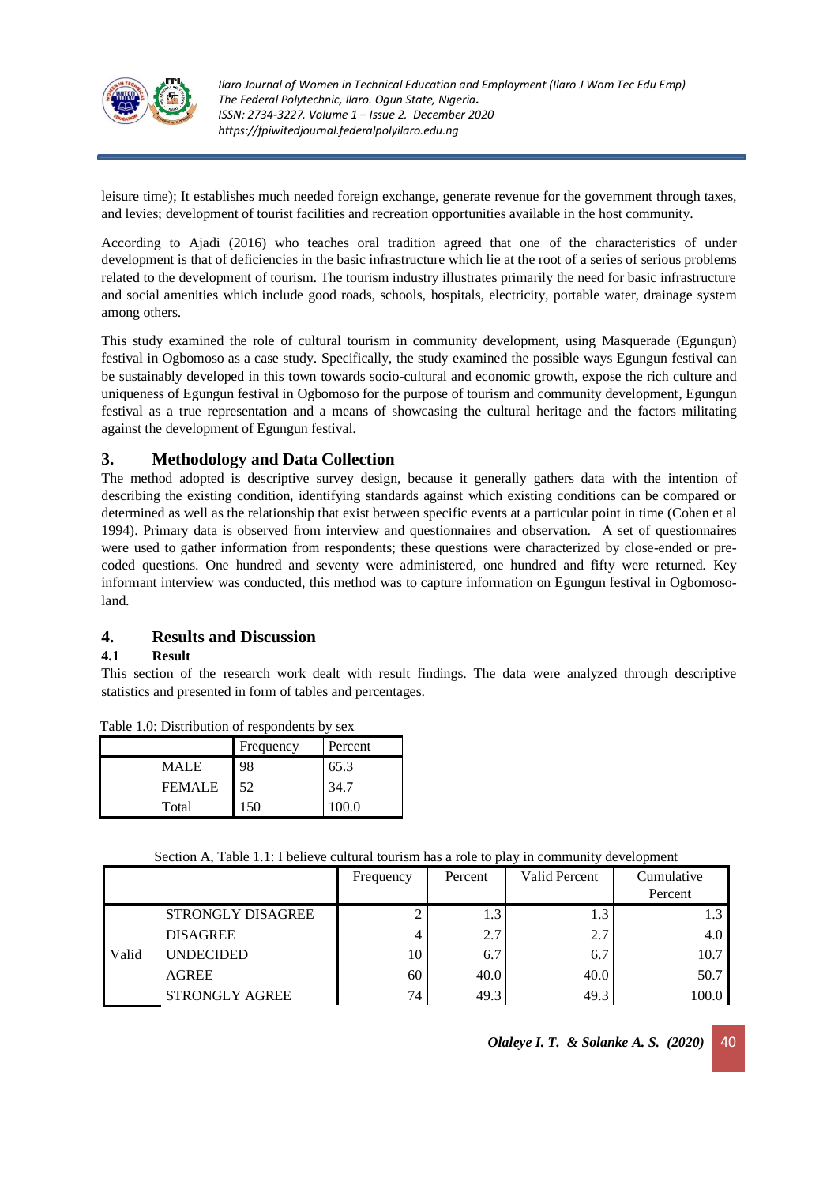leisure time); It establishes much needed foreign exchange, generate revenue for the government through taxes, and levies; development of tourist facilities and recreation opportunities available in the host community.

According to Ajadi (2016) who teaches oral tradition agreed that one of the characteristics of under development is that of deficiencies in the basic infrastructure which lie at the root of a series of serious problems related to the development of tourism. The tourism industry illustrates primarily the need for basic infrastructure and social amenities which include good roads, schools, hospitals, electricity, portable water, drainage system among others.

This study examined the role of cultural tourism in community development, using Masquerade (Egungun) festival in Ogbomoso as a case study. Specifically, the study examined the possible ways Egungun festival can be sustainably developed in this town towards socio-cultural and economic growth, expose the rich culture and uniqueness of Egungun festival in Ogbomoso for the purpose of tourism and community development, Egungun festival as a true representation and a means of showcasing the cultural heritage and the factors militating against the development of Egungun festival.

## 3. Methodology and Data Collection

The method adopted is descriptive survey design, because it generally gathers data with the intention of describing the existing condition, identifying standards against which existing conditions can be compared or determined as well as the relationship that exist between specific events at a particular point in time (Cohen et al 1994). Primary data is observed from interview and questionnaires and observation. A set of questionnaires were used to gather information from respondents; these questions were characterized by close-ended or pre-coded questions. One hundred and seventy were administered, one hundred and fifty were returned. Key informant interview was conducted, this method was to capture information on Egungun festival in Ogbomoso-land.

## 4. Results and Discussion

### 4.1 Result

This section of the research work dealt with result findings. The data were analyzed through descriptive statistics and presented in form of tables and percentages.

Table 1.0: Distribution of respondents by sex

| | Frequency | Percent |
|---|---|---|
| MALE | 98 | 65.3 |
| FEMALE | 52 | 34.7 |
| Total | 150 | 100.0 |

Section A, Table 1.1: I believe cultural tourism has a role to play in community development

| | | Frequency | Percent | Valid Percent | Cumulative Percent |
|---|---|---|---|---|---|
| Valid | STRONGLY DISAGREE | 2 | 1.3 | 1.3 | 1.3 |
| | DISAGREE | 4 | 2.7 | 2.7 | 4.0 |
| | UNDECIDED | 10 | 6.7 | 6.7 | 10.7 |
| | AGREE | 60 | 40.0 | 40.0 | 50.7 |
| | STRONGLY AGREE | 74 | 49.3 | 49.3 | 100.0 |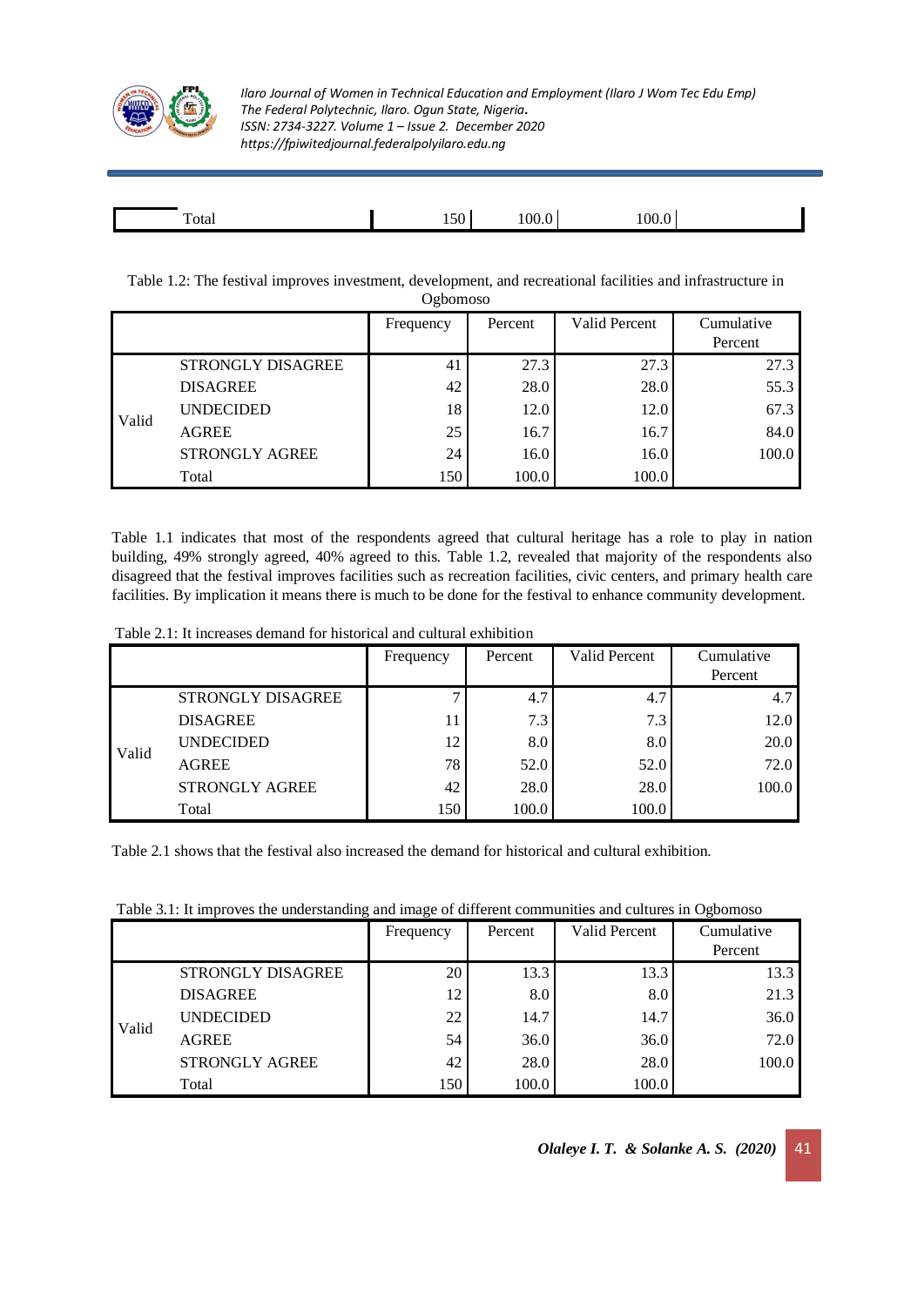| | Total | 150 | 100.0 | 100.0 |
|---|---|---|---|---|

Table 1.2: The festival improves investment, development, and recreational facilities and infrastructure in Ogbomoso

| | | Frequency | Percent | Valid Percent | Cumulative Percent |
|---|---|---|---|---|---|
| Valid | STRONGLY DISAGREE | 41 | 27.3 | 27.3 | 27.3 |
| | DISAGREE | 42 | 28.0 | 28.0 | 55.3 |
| | UNDECIDED | 18 | 12.0 | 12.0 | 67.3 |
| | AGREE | 25 | 16.7 | 16.7 | 84.0 |
| | STRONGLY AGREE | 24 | 16.0 | 16.0 | 100.0 |
| | Total | 150 | 100.0 | 100.0 | |

Table 1.1 indicates that most of the respondents agreed that cultural heritage has a role to play in nation building, 49% strongly agreed, 40% agreed to this. Table 1.2, revealed that majority of the respondents also disagreed that the festival improves facilities such as recreation facilities, civic centers, and primary health care facilities. By implication it means there is much to be done for the festival to enhance community development.

Table 2.1: It increases demand for historical and cultural exhibition

| | | Frequency | Percent | Valid Percent | Cumulative Percent |
|---|---|---|---|---|---|
| Valid | STRONGLY DISAGREE | 7 | 4.7 | 4.7 | 4.7 |
| | DISAGREE | 11 | 7.3 | 7.3 | 12.0 |
| | UNDECIDED | 12 | 8.0 | 8.0 | 20.0 |
| | AGREE | 78 | 52.0 | 52.0 | 72.0 |
| | STRONGLY AGREE | 42 | 28.0 | 28.0 | 100.0 |
| | Total | 150 | 100.0 | 100.0 | |

Table 2.1 shows that the festival also increased the demand for historical and cultural exhibition.

Table 3.1: It improves the understanding and image of different communities and cultures in Ogbomoso

| | | Frequency | Percent | Valid Percent | Cumulative Percent |
|---|---|---|---|---|---|
| Valid | STRONGLY DISAGREE | 20 | 13.3 | 13.3 | 13.3 |
| | DISAGREE | 12 | 8.0 | 8.0 | 21.3 |
| | UNDECIDED | 22 | 14.7 | 14.7 | 36.0 |
| | AGREE | 54 | 36.0 | 36.0 | 72.0 |
| | STRONGLY AGREE | 42 | 28.0 | 28.0 | 100.0 |
| | Total | 150 | 100.0 | 100.0 | |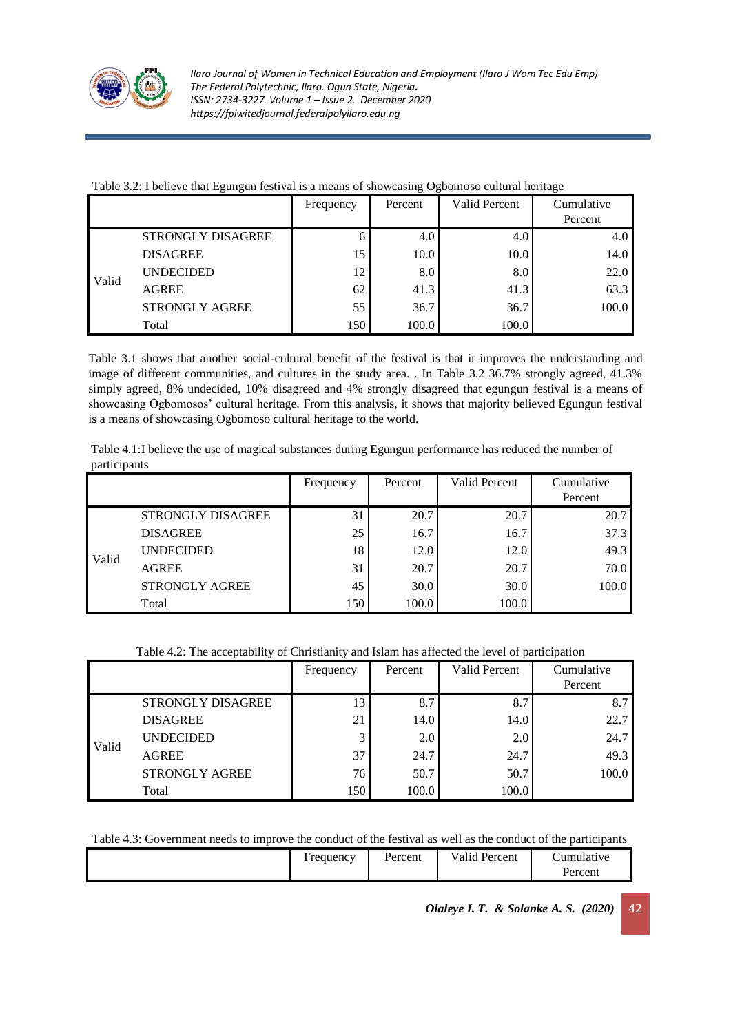Table 3.2: I believe that Egungun festival is a means of showcasing Ogbomoso cultural heritage

| | | Frequency | Percent | Valid Percent | Cumulative Percent |
|---|---|---|---|---|---|
| Valid | STRONGLY DISAGREE | 6 | 4.0 | 4.0 | 4.0 |
| | DISAGREE | 15 | 10.0 | 10.0 | 14.0 |
| | UNDECIDED | 12 | 8.0 | 8.0 | 22.0 |
| | AGREE | 62 | 41.3 | 41.3 | 63.3 |
| | STRONGLY AGREE | 55 | 36.7 | 36.7 | 100.0 |
| | Total | 150 | 100.0 | 100.0 | |

Table 3.1 shows that another social-cultural benefit of the festival is that it improves the understanding and image of different communities, and cultures in the study area. . In Table 3.2 36.7% strongly agreed, 41.3% simply agreed, 8% undecided, 10% disagreed and 4% strongly disagreed that egungun festival is a means of showcasing Ogbomosos' cultural heritage. From this analysis, it shows that majority believed Egungun festival is a means of showcasing Ogbomoso cultural heritage to the world.

Table 4.1:I believe the use of magical substances during Egungun performance has reduced the number of participants

| | | Frequency | Percent | Valid Percent | Cumulative Percent |
|---|---|---|---|---|---|
| Valid | STRONGLY DISAGREE | 31 | 20.7 | 20.7 | 20.7 |
| | DISAGREE | 25 | 16.7 | 16.7 | 37.3 |
| | UNDECIDED | 18 | 12.0 | 12.0 | 49.3 |
| | AGREE | 31 | 20.7 | 20.7 | 70.0 |
| | STRONGLY AGREE | 45 | 30.0 | 30.0 | 100.0 |
| | Total | 150 | 100.0 | 100.0 | |

Table 4.2: The acceptability of Christianity and Islam has affected the level of participation

| | | Frequency | Percent | Valid Percent | Cumulative Percent |
|---|---|---|---|---|---|
| Valid | STRONGLY DISAGREE | 13 | 8.7 | 8.7 | 8.7 |
| | DISAGREE | 21 | 14.0 | 14.0 | 22.7 |
| | UNDECIDED | 3 | 2.0 | 2.0 | 24.7 |
| | AGREE | 37 | 24.7 | 24.7 | 49.3 |
| | STRONGLY AGREE | 76 | 50.7 | 50.7 | 100.0 |
| | Total | 150 | 100.0 | 100.0 | |

Table 4.3: Government needs to improve the conduct of the festival as well as the conduct of the participants

| | Frequency | Percent | Valid Percent | Cumulative Percent |
|---|---|---|---|---|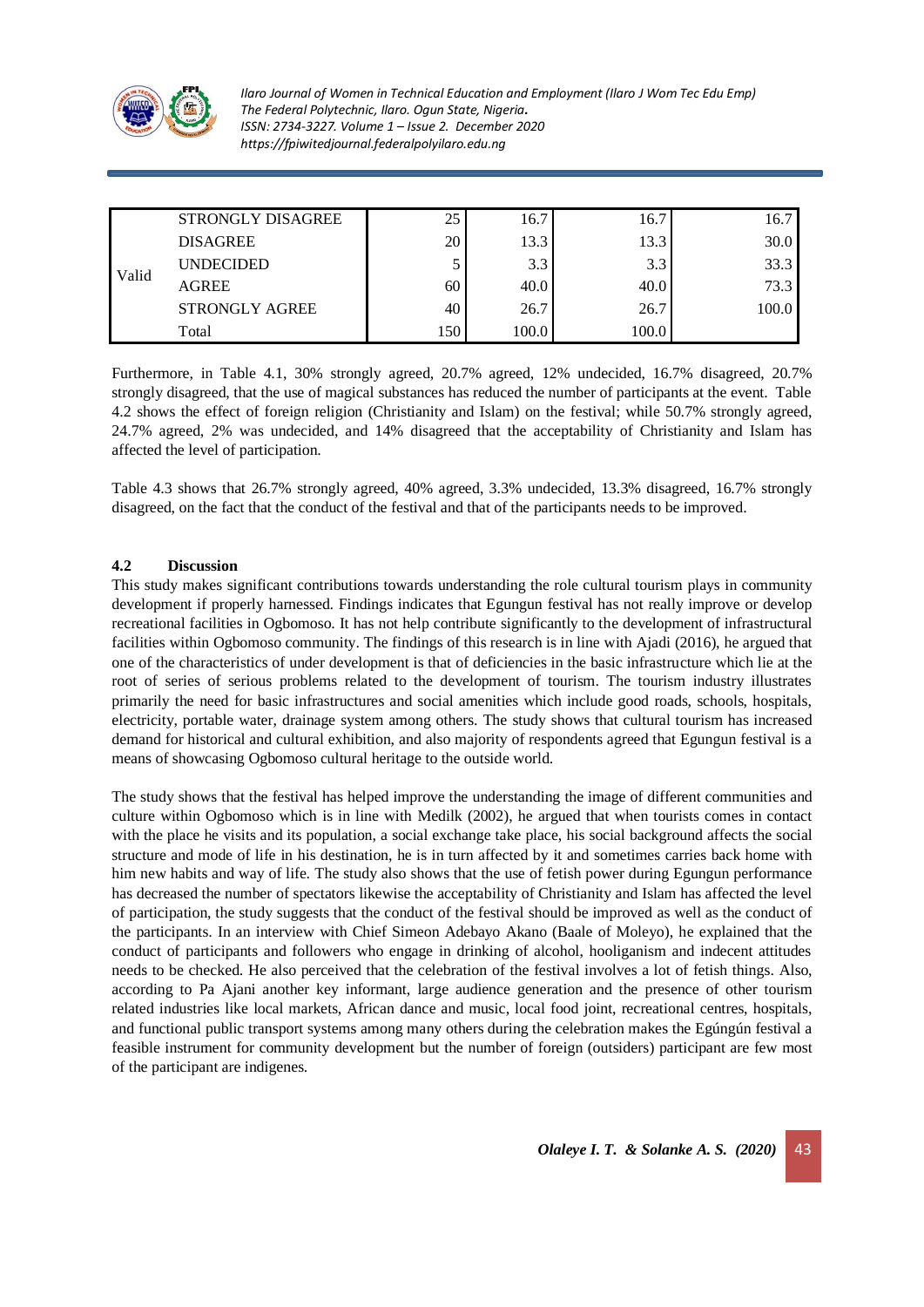| | | | | | |
|---|---|---|---|---|---|
| Valid | STRONGLY DISAGREE | 25 | 16.7 | 16.7 | 16.7 |
| | DISAGREE | 20 | 13.3 | 13.3 | 30.0 |
| | UNDECIDED | 5 | 3.3 | 3.3 | 33.3 |
| | AGREE | 60 | 40.0 | 40.0 | 73.3 |
| | STRONGLY AGREE | 40 | 26.7 | 26.7 | 100.0 |
| | Total | 150 | 100.0 | 100.0 | |

Furthermore, in Table 4.1, 30% strongly agreed, 20.7% agreed, 12% undecided, 16.7% disagreed, 20.7% strongly disagreed, that the use of magical substances has reduced the number of participants at the event. Table 4.2 shows the effect of foreign religion (Christianity and Islam) on the festival; while 50.7% strongly agreed, 24.7% agreed, 2% was undecided, and 14% disagreed that the acceptability of Christianity and Islam has affected the level of participation.

Table 4.3 shows that 26.7% strongly agreed, 40% agreed, 3.3% undecided, 13.3% disagreed, 16.7% strongly disagreed, on the fact that the conduct of the festival and that of the participants needs to be improved.

### 4.2 Discussion

This study makes significant contributions towards understanding the role cultural tourism plays in community development if properly harnessed. Findings indicates that Egungun festival has not really improve or develop recreational facilities in Ogbomoso. It has not help contribute significantly to the development of infrastructural facilities within Ogbomoso community. The findings of this research is in line with Ajadi (2016), he argued that one of the characteristics of under development is that of deficiencies in the basic infrastructure which lie at the root of series of serious problems related to the development of tourism. The tourism industry illustrates primarily the need for basic infrastructures and social amenities which include good roads, schools, hospitals, electricity, portable water, drainage system among others. The study shows that cultural tourism has increased demand for historical and cultural exhibition, and also majority of respondents agreed that Egungun festival is a means of showcasing Ogbomoso cultural heritage to the outside world.

The study shows that the festival has helped improve the understanding the image of different communities and culture within Ogbomoso which is in line with Medilk (2002), he argued that when tourists comes in contact with the place he visits and its population, a social exchange take place, his social background affects the social structure and mode of life in his destination, he is in turn affected by it and sometimes carries back home with him new habits and way of life. The study also shows that the use of fetish power during Egungun performance has decreased the number of spectators likewise the acceptability of Christianity and Islam has affected the level of participation, the study suggests that the conduct of the festival should be improved as well as the conduct of the participants. In an interview with Chief Simeon Adebayo Akano (Baale of Moleyo), he explained that the conduct of participants and followers who engage in drinking of alcohol, hooliganism and indecent attitudes needs to be checked. He also perceived that the celebration of the festival involves a lot of fetish things. Also, according to Pa Ajani another key informant, large audience generation and the presence of other tourism related industries like local markets, African dance and music, local food joint, recreational centres, hospitals, and functional public transport systems among many others during the celebration makes the Egúngún festival a feasible instrument for community development but the number of foreign (outsiders) participant are few most of the participant are indigenes.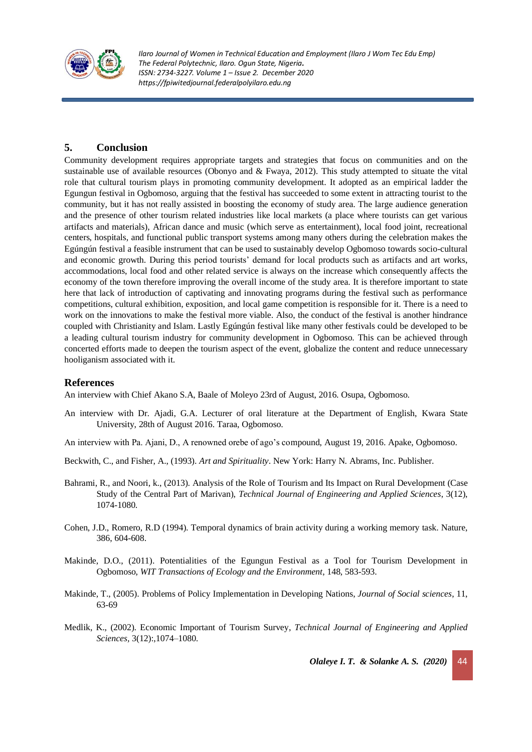## 5. Conclusion

Community development requires appropriate targets and strategies that focus on communities and on the sustainable use of available resources (Obonyo and & Fwaya, 2012). This study attempted to situate the vital role that cultural tourism plays in promoting community development. It adopted as an empirical ladder the Egungun festival in Ogbomoso, arguing that the festival has succeeded to some extent in attracting tourist to the community, but it has not really assisted in boosting the economy of study area. The large audience generation and the presence of other tourism related industries like local markets (a place where tourists can get various artifacts and materials), African dance and music (which serve as entertainment), local food joint, recreational centers, hospitals, and functional public transport systems among many others during the celebration makes the Egúngún festival a feasible instrument that can be used to sustainably develop Ogbomoso towards socio-cultural and economic growth. During this period tourists' demand for local products such as artifacts and art works, accommodations, local food and other related service is always on the increase which consequently affects the economy of the town therefore improving the overall income of the study area. It is therefore important to state here that lack of introduction of captivating and innovating programs during the festival such as performance competitions, cultural exhibition, exposition, and local game competition is responsible for it. There is a need to work on the innovations to make the festival more viable. Also, the conduct of the festival is another hindrance coupled with Christianity and Islam. Lastly Egúngún festival like many other festivals could be developed to be a leading cultural tourism industry for community development in Ogbomoso. This can be achieved through concerted efforts made to deepen the tourism aspect of the event, globalize the content and reduce unnecessary hooliganism associated with it.

## References

An interview with Chief Akano S.A, Baale of Moleyo 23rd of August, 2016. Osupa, Ogbomoso.

An interview with Dr. Ajadi, G.A. Lecturer of oral literature at the Department of English, Kwara State University, 28th of August 2016. Taraa, Ogbomoso.

An interview with Pa. Ajani, D., A renowned orebe of ago's compound, August 19, 2016. Apake, Ogbomoso.

Beckwith, C., and Fisher, A., (1993). *Art and Spirituality*. New York: Harry N. Abrams, Inc. Publisher.

Bahrami, R., and Noori, k., (2013). Analysis of the Role of Tourism and Its Impact on Rural Development (Case Study of the Central Part of Marivan), *Technical Journal of Engineering and Applied Sciences*, 3(12), 1074-1080.

Cohen, J.D., Romero, R.D (1994). Temporal dynamics of brain activity during a working memory task. Nature, 386, 604-608.

Makinde, D.O., (2011). Potentialities of the Egungun Festival as a Tool for Tourism Development in Ogbomoso, *WIT Transactions of Ecology and the Environment*, 148, 583-593.

Makinde, T., (2005). Problems of Policy Implementation in Developing Nations, *Journal of Social sciences*, 11, 63-69

Medlik, K., (2002). Economic Important of Tourism Survey, *Technical Journal of Engineering and Applied Sciences*, 3(12):,1074–1080.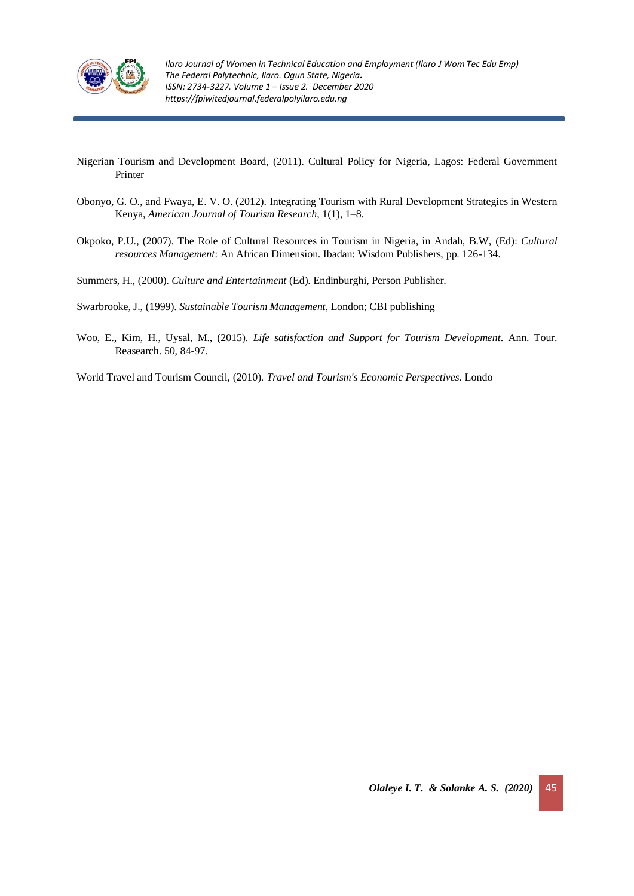Nigerian Tourism and Development Board, (2011). Cultural Policy for Nigeria, Lagos: Federal Government Printer

Obonyo, G. O., and Fwaya, E. V. O. (2012). Integrating Tourism with Rural Development Strategies in Western Kenya, *American Journal of Tourism Research*, 1(1), 1–8.

Okpoko, P.U., (2007). The Role of Cultural Resources in Tourism in Nigeria, in Andah, B.W, (Ed): *Cultural resources Management*: An African Dimension. Ibadan: Wisdom Publishers, pp. 126-134.

Summers, H., (2000). *Culture and Entertainment* (Ed). Endinburghi, Person Publisher.

Swarbrooke, J., (1999). *Sustainable Tourism Management*, London; CBI publishing

Woo, E., Kim, H., Uysal, M., (2015). *Life satisfaction and Support for Tourism Development*. Ann. Tour. Reasearch. 50, 84-97.

World Travel and Tourism Council, (2010). *Travel and Tourism's Economic Perspectives*. Londo